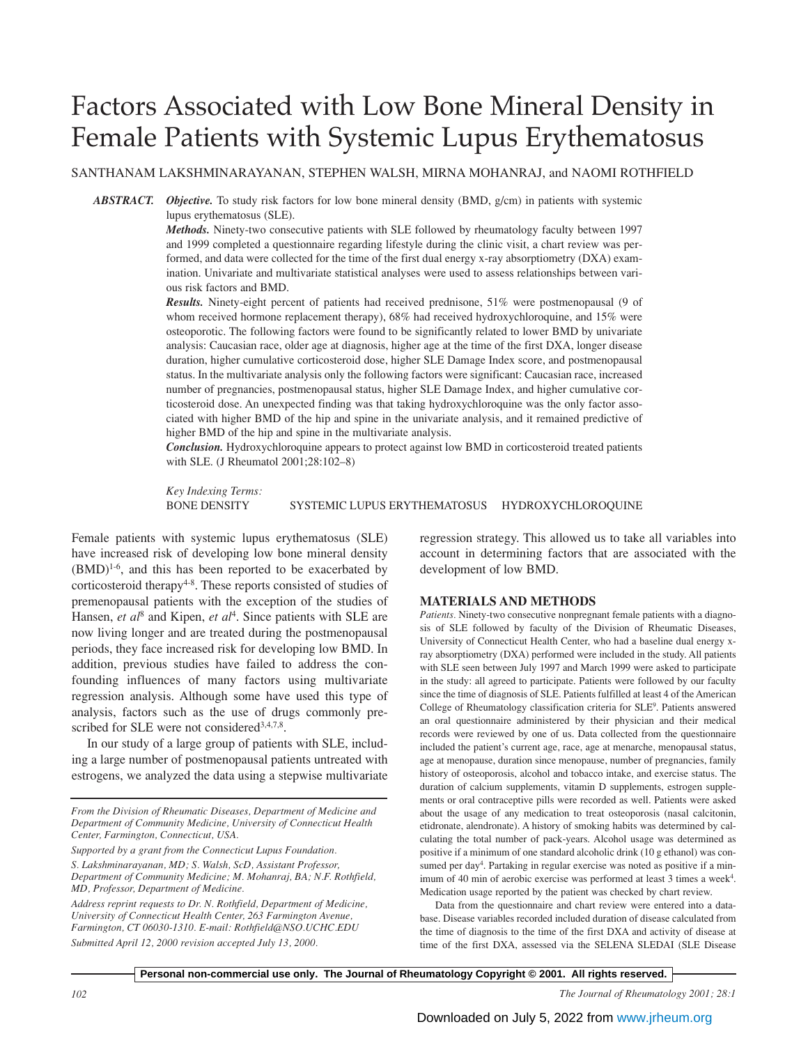# Factors Associated with Low Bone Mineral Density in Female Patients with Systemic Lupus Erythematosus

SANTHANAM LAKSHMINARAYANAN, STEPHEN WALSH, MIRNA MOHANRAJ, and NAOMI ROTHFIELD

**ABSTRACT.** ***Objective.*** To study risk factors for low bone mineral density (BMD, g/cm) in patients with systemic lupus erythematosus (SLE).

***Methods.*** Ninety-two consecutive patients with SLE followed by rheumatology faculty between 1997 and 1999 completed a questionnaire regarding lifestyle during the clinic visit, a chart review was performed, and data were collected for the time of the first dual energy x-ray absorptiometry (DXA) examination. Univariate and multivariate statistical analyses were used to assess relationships between various risk factors and BMD.

***Results.*** Ninety-eight percent of patients had received prednisone, 51% were postmenopausal (9 of whom received hormone replacement therapy), 68% had received hydroxychloroquine, and 15% were osteoporotic. The following factors were found to be significantly related to lower BMD by univariate analysis: Caucasian race, older age at diagnosis, higher age at the time of the first DXA, longer disease duration, higher cumulative corticosteroid dose, higher SLE Damage Index score, and postmenopausal status. In the multivariate analysis only the following factors were significant: Caucasian race, increased number of pregnancies, postmenopausal status, higher SLE Damage Index, and higher cumulative corticosteroid dose. An unexpected finding was that taking hydroxychloroquine was the only factor associated with higher BMD of the hip and spine in the univariate analysis, and it remained predictive of higher BMD of the hip and spine in the multivariate analysis.

***Conclusion.*** Hydroxychloroquine appears to protect against low BMD in corticosteroid treated patients with SLE. (J Rheumatol 2001;28:102–8)

*Key Indexing Terms:*
BONE DENSITY SYSTEMIC LUPUS ERYTHEMATOSUS HYDROXYCHLOROQUINE

Female patients with systemic lupus erythematosus (SLE) have increased risk of developing low bone mineral density (BMD)[1-6], and this has been reported to be exacerbated by corticosteroid therapy[4-8]. These reports consisted of studies of premenopausal patients with the exception of the studies of Hansen, *et al*[8] and Kipen, *et al*[4]. Since patients with SLE are now living longer and are treated during the postmenopausal periods, they face increased risk for developing low BMD. In addition, previous studies have failed to address the confounding influences of many factors using multivariate regression analysis. Although some have used this type of analysis, factors such as the use of drugs commonly prescribed for SLE were not considered[3,4,7,8].

In our study of a large group of patients with SLE, including a large number of postmenopausal patients untreated with estrogens, we analyzed the data using a stepwise multivariate regression strategy. This allowed us to take all variables into account in determining factors that are associated with the development of low BMD.

*From the Division of Rheumatic Diseases, Department of Medicine and Department of Community Medicine, University of Connecticut Health Center, Farmington, Connecticut, USA.*

*Supported by a grant from the Connecticut Lupus Foundation.*

*S. Lakshminarayanan, MD; S. Walsh, ScD, Assistant Professor, Department of Community Medicine; M. Mohanraj, BA; N.F. Rothfield, MD, Professor, Department of Medicine.*

*Address reprint requests to Dr. N. Rothfield, Department of Medicine, University of Connecticut Health Center, 263 Farmington Avenue, Farmington, CT 06030-1310. E-mail: Rothfield@NSO.UCHC.EDU*

*Submitted April 12, 2000 revision accepted July 13, 2000.*

## MATERIALS AND METHODS

*Patients.* Ninety-two consecutive nonpregnant female patients with a diagnosis of SLE followed by faculty of the Division of Rheumatic Diseases, University of Connecticut Health Center, who had a baseline dual energy x-ray absorptiometry (DXA) performed were included in the study. All patients with SLE seen between July 1997 and March 1999 were asked to participate in the study: all agreed to participate. Patients were followed by our faculty since the time of diagnosis of SLE. Patients fulfilled at least 4 of the American College of Rheumatology classification criteria for SLE[9]. Patients answered an oral questionnaire administered by their physician and their medical records were reviewed by one of us. Data collected from the questionnaire included the patient's current age, race, age at menarche, menopausal status, age at menopause, duration since menopause, number of pregnancies, family history of osteoporosis, alcohol and tobacco intake, and exercise status. The duration of calcium supplements, vitamin D supplements, estrogen supplements or oral contraceptive pills were recorded as well. Patients were asked about the usage of any medication to treat osteoporosis (nasal calcitonin, etidronate, alendronate). A history of smoking habits was determined by calculating the total number of pack-years. Alcohol usage was determined as positive if a minimum of one standard alcoholic drink (10 g ethanol) was consumed per day[4]. Partaking in regular exercise was noted as positive if a minimum of 40 min of aerobic exercise was performed at least 3 times a week[4]. Medication usage reported by the patient was checked by chart review.

Data from the questionnaire and chart review were entered into a database. Disease variables recorded included duration of disease calculated from the time of diagnosis to the time of the first DXA and activity of disease at time of the first DXA, assessed via the SELENA SLEDAI (SLE Disease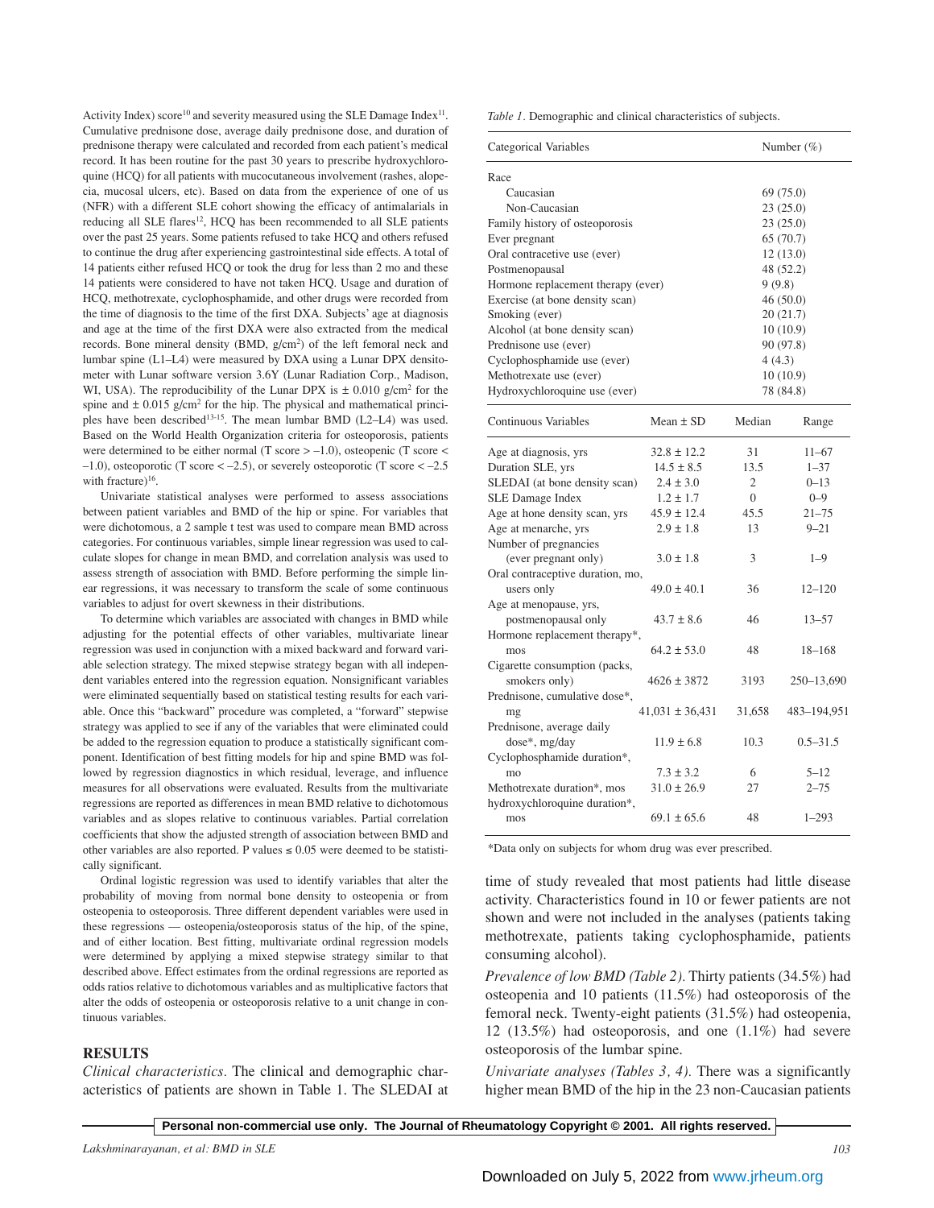Activity Index) score[10] and severity measured using the SLE Damage Index[11]. Cumulative prednisone dose, average daily prednisone dose, and duration of prednisone therapy were calculated and recorded from each patient's medical record. It has been routine for the past 30 years to prescribe hydroxychloroquine (HCQ) for all patients with mucocutaneous involvement (rashes, alopecia, mucosal ulcers, etc). Based on data from the experience of one of us (NFR) with a different SLE cohort showing the efficacy of antimalarials in reducing all SLE flares[12], HCQ has been recommended to all SLE patients over the past 25 years. Some patients refused to take HCQ and others refused to continue the drug after experiencing gastrointestinal side effects. A total of 14 patients either refused HCQ or took the drug for less than 2 mo and these 14 patients were considered to have not taken HCQ. Usage and duration of HCQ, methotrexate, cyclophosphamide, and other drugs were recorded from the time of diagnosis to the time of the first DXA. Subjects' age at diagnosis and age at the time of the first DXA were also extracted from the medical records. Bone mineral density (BMD, g/cm$^2$) of the left femoral neck and lumbar spine (L1–L4) were measured by DXA using a Lunar DPX densitometer with Lunar software version 3.6Y (Lunar Radiation Corp., Madison, WI, USA). The reproducibility of the Lunar DPX is ± 0.010 g/cm$^2$ for the spine and ± 0.015 g/cm$^2$ for the hip. The physical and mathematical principles have been described[13-15]. The mean lumbar BMD (L2–L4) was used. Based on the World Health Organization criteria for osteoporosis, patients were determined to be either normal (T score > –1.0), osteopenic (T score < –1.0), osteoporotic (T score < –2.5), or severely osteoporotic (T score < –2.5 with fracture)[16].

Univariate statistical analyses were performed to assess associations between patient variables and BMD of the hip or spine. For variables that were dichotomous, a 2 sample t test was used to compare mean BMD across categories. For continuous variables, simple linear regression was used to calculate slopes for change in mean BMD, and correlation analysis was used to assess strength of association with BMD. Before performing the simple linear regressions, it was necessary to transform the scale of some continuous variables to adjust for overt skewness in their distributions.

To determine which variables are associated with changes in BMD while adjusting for the potential effects of other variables, multivariate linear regression was used in conjunction with a mixed backward and forward variable selection strategy. The mixed stepwise strategy began with all independent variables entered into the regression equation. Nonsignificant variables were eliminated sequentially based on statistical testing results for each variable. Once this "backward" procedure was completed, a "forward" stepwise strategy was applied to see if any of the variables that were eliminated could be added to the regression equation to produce a statistically significant component. Identification of best fitting models for hip and spine BMD was followed by regression diagnostics in which residual, leverage, and influence measures for all observations were evaluated. Results from the multivariate regressions are reported as differences in mean BMD relative to dichotomous variables and as slopes relative to continuous variables. Partial correlation coefficients that show the adjusted strength of association between BMD and other variables are also reported. P values ≤ 0.05 were deemed to be statistically significant.

Ordinal logistic regression was used to identify variables that alter the probability of moving from normal bone density to osteopenia or from osteopenia to osteoporosis. Three different dependent variables were used in these regressions — osteopenia/osteoporosis status of the hip, of the spine, and of either location. Best fitting, multivariate ordinal regression models were determined by applying a mixed stepwise strategy similar to that described above. Effect estimates from the ordinal regressions are reported as odds ratios relative to dichotomous variables and as multiplicative factors that alter the odds of osteopenia or osteoporosis relative to a unit change in continuous variables.

## RESULTS

*Clinical characteristics.* The clinical and demographic characteristics of patients are shown in Table 1. The SLEDAI at time of study revealed that most patients had little disease activity. Characteristics found in 10 or fewer patients are not shown and were not included in the analyses (patients taking methotrexate, patients taking cyclophosphamide, patients consuming alcohol).

*Table 1.* Demographic and clinical characteristics of subjects.

| Categorical Variables | Number (%) | | |
|---|---|---|---|
| Race | | | |
| Caucasian | 69 (75.0) | | |
| Non-Caucasian | 23 (25.0) | | |
| Family history of osteoporosis | 23 (25.0) | | |
| Ever pregnant | 65 (70.7) | | |
| Oral contracetive use (ever) | 12 (13.0) | | |
| Postmenopausal | 48 (52.2) | | |
| Hormone replacement therapy (ever) | 9 (9.8) | | |
| Exercise (at bone density scan) | 46 (50.0) | | |
| Smoking (ever) | 20 (21.7) | | |
| Alcohol (at bone density scan) | 10 (10.9) | | |
| Prednisone use (ever) | 90 (97.8) | | |
| Cyclophosphamide use (ever) | 4 (4.3) | | |
| Methotrexate use (ever) | 10 (10.9) | | |
| Hydroxychloroquine use (ever) | 78 (84.8) | | |
| **Continuous Variables** | **Mean ± SD** | **Median** | **Range** |
| Age at diagnosis, yrs | 32.8 ± 12.2 | 31 | 11–67 |
| Duration SLE, yrs | 14.5 ± 8.5 | 13.5 | 1–37 |
| SLEDAI (at bone density scan) | 2.4 ± 3.0 | 2 | 0–13 |
| SLE Damage Index | 1.2 ± 1.7 | 0 | 0–9 |
| Age at hone density scan, yrs | 45.9 ± 12.4 | 45.5 | 21–75 |
| Age at menarche, yrs | 2.9 ± 1.8 | 13 | 9–21 |
| Number of pregnancies (ever pregnant only) | 3.0 ± 1.8 | 3 | 1–9 |
| Oral contraceptive duration, mo, users only | 49.0 ± 40.1 | 36 | 12–120 |
| Age at menopause, yrs, postmenopausal only | 43.7 ± 8.6 | 46 | 13–57 |
| Hormone replacement therapy*, mos | 64.2 ± 53.0 | 48 | 18–168 |
| Cigarette consumption (packs, smokers only) | 4626 ± 3872 | 3193 | 250–13,690 |
| Prednisone, cumulative dose*, mg | 41,031 ± 36,431 | 31,658 | 483–194,951 |
| Prednisone, average daily dose*, mg/day | 11.9 ± 6.8 | 10.3 | 0.5–31.5 |
| Cyclophosphamide duration*, mo | 7.3 ± 3.2 | 6 | 5–12 |
| Methotrexate duration*, mos | 31.0 ± 26.9 | 27 | 2–75 |
| hydroxychloroquine duration*, mos | 69.1 ± 65.6 | 48 | 1–293 |

*Data only on subjects for whom drug was ever prescribed.

*Prevalence of low BMD (Table 2).* Thirty patients (34.5%) had osteopenia and 10 patients (11.5%) had osteoporosis of the femoral neck. Twenty-eight patients (31.5%) had osteopenia, 12 (13.5%) had osteoporosis, and one (1.1%) had severe osteoporosis of the lumbar spine.

*Univariate analyses (Tables 3, 4).* There was a significantly higher mean BMD of the hip in the 23 non-Caucasian patients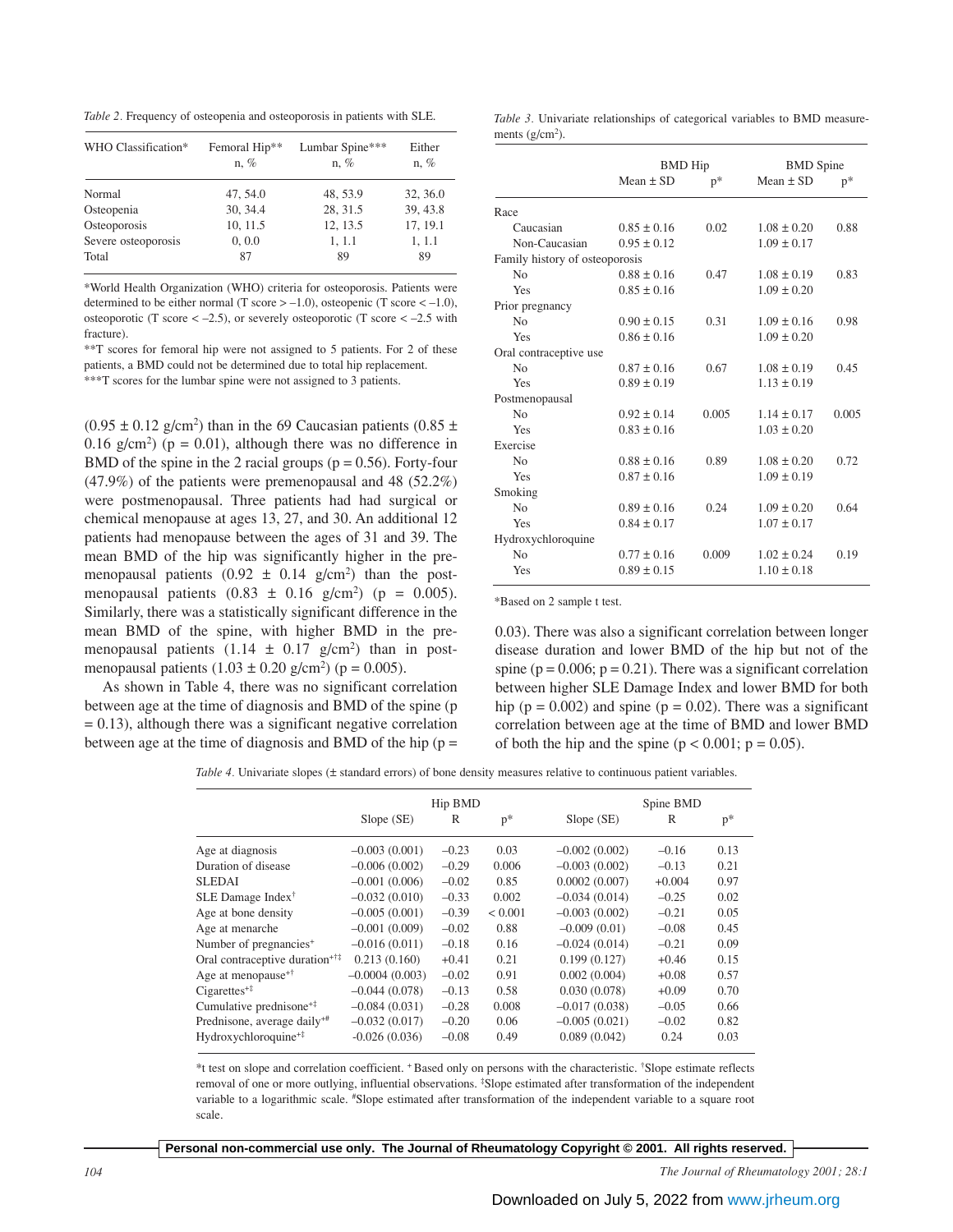*Table 2*. Frequency of osteopenia and osteoporosis in patients with SLE.

| WHO Classification* | Femoral Hip** n, % | Lumbar Spine*** n, % | Either n, % |
|---|---|---|---|
| Normal | 47, 54.0 | 48, 53.9 | 32, 36.0 |
| Osteopenia | 30, 34.4 | 28, 31.5 | 39, 43.8 |
| Osteoporosis | 10, 11.5 | 12, 13.5 | 17, 19.1 |
| Severe osteoporosis | 0, 0.0 | 1, 1.1 | 1, 1.1 |
| Total | 87 | 89 | 89 |

*World Health Organization (WHO) criteria for osteoporosis. Patients were determined to be either normal (T score > –1.0), osteopenic (T score < –1.0), osteoporotic (T score < –2.5), or severely osteoporotic (T score < –2.5 with fracture).
**T scores for femoral hip were not assigned to 5 patients. For 2 of these patients, a BMD could not be determined due to total hip replacement.
***T scores for the lumbar spine were not assigned to 3 patients.

(0.95 ± 0.12 g/cm$^2$) than in the 69 Caucasian patients (0.85 ± 0.16 g/cm$^2$) (p = 0.01), although there was no difference in BMD of the spine in the 2 racial groups (p = 0.56). Forty-four (47.9%) of the patients were premenopausal and 48 (52.2%) were postmenopausal. Three patients had had surgical or chemical menopause at ages 13, 27, and 30. An additional 12 patients had menopause between the ages of 31 and 39. The mean BMD of the hip was significantly higher in the premenopausal patients (0.92 ± 0.14 g/cm$^2$) than the postmenopausal patients (0.83 ± 0.16 g/cm$^2$) (p = 0.005). Similarly, there was a statistically significant difference in the mean BMD of the spine, with higher BMD in the premenopausal patients (1.14 ± 0.17 g/cm$^2$) than in postmenopausal patients (1.03 ± 0.20 g/cm$^2$) (p = 0.005).

As shown in Table 4, there was no significant correlation between age at the time of diagnosis and BMD of the spine (p = 0.13), although there was a significant negative correlation between age at the time of diagnosis and BMD of the hip (p = 0.03). There was also a significant correlation between longer disease duration and lower BMD of the hip but not of the spine (p = 0.006; p = 0.21). There was a significant correlation between higher SLE Damage Index and lower BMD for both hip (p = 0.002) and spine (p = 0.02). There was a significant correlation between age at the time of BMD and lower BMD of both the hip and the spine (p < 0.001; p = 0.05).

*Table 3*. Univariate relationships of categorical variables to BMD measurements (g/cm$^2$).

| | BMD Hip | | BMD Spine | |
|---|---|---|---|---|
| | Mean ± SD | p* | Mean ± SD | p* |
| Race | | | | |
| Caucasian | 0.85 ± 0.16 | 0.02 | 1.08 ± 0.20 | 0.88 |
| Non-Caucasian | 0.95 ± 0.12 | | 1.09 ± 0.17 | |
| Family history of osteoporosis | | | | |
| No | 0.88 ± 0.16 | 0.47 | 1.08 ± 0.19 | 0.83 |
| Yes | 0.85 ± 0.16 | | 1.09 ± 0.20 | |
| Prior pregnancy | | | | |
| No | 0.90 ± 0.15 | 0.31 | 1.09 ± 0.16 | 0.98 |
| Yes | 0.86 ± 0.16 | | 1.09 ± 0.20 | |
| Oral contraceptive use | | | | |
| No | 0.87 ± 0.16 | 0.67 | 1.08 ± 0.19 | 0.45 |
| Yes | 0.89 ± 0.19 | | 1.13 ± 0.19 | |
| Postmenopausal | | | | |
| No | 0.92 ± 0.14 | 0.005 | 1.14 ± 0.17 | 0.005 |
| Yes | 0.83 ± 0.16 | | 1.03 ± 0.20 | |
| Exercise | | | | |
| No | 0.88 ± 0.16 | 0.89 | 1.08 ± 0.20 | 0.72 |
| Yes | 0.87 ± 0.16 | | 1.09 ± 0.19 | |
| Smoking | | | | |
| No | 0.89 ± 0.16 | 0.24 | 1.09 ± 0.20 | 0.64 |
| Yes | 0.84 ± 0.17 | | 1.07 ± 0.17 | |
| Hydroxychloroquine | | | | |
| No | 0.77 ± 0.16 | 0.009 | 1.02 ± 0.24 | 0.19 |
| Yes | 0.89 ± 0.15 | | 1.10 ± 0.18 | |

*Based on 2 sample t test.

*Table 4*. Univariate slopes (± standard errors) of bone density measures relative to continuous patient variables.

| | Hip BMD | | | Spine BMD | | |
|---|---|---|---|---|---|---|
| | Slope (SE) | R | p* | Slope (SE) | R | p* |
| Age at diagnosis | –0.003 (0.001) | –0.23 | 0.03 | –0.002 (0.002) | –0.16 | 0.13 |
| Duration of disease | –0.006 (0.002) | –0.29 | 0.006 | –0.003 (0.002) | –0.13 | 0.21 |
| SLEDAI | –0.001 (0.006) | –0.02 | 0.85 | 0.0002 (0.007) | +0.004 | 0.97 |
| SLE Damage Index† | –0.032 (0.010) | –0.33 | 0.002 | –0.034 (0.014) | –0.25 | 0.02 |
| Age at bone density | –0.005 (0.001) | –0.39 | < 0.001 | –0.003 (0.002) | –0.21 | 0.05 |
| Age at menarche | –0.001 (0.009) | –0.02 | 0.88 | –0.009 (0.01) | –0.08 | 0.45 |
| Number of pregnancies+ | –0.016 (0.011) | –0.18 | 0.16 | –0.024 (0.014) | –0.21 | 0.09 |
| Oral contraceptive duration+†‡ | 0.213 (0.160) | +0.41 | 0.21 | 0.199 (0.127) | +0.46 | 0.15 |
| Age at menopause+† | –0.0004 (0.003) | –0.02 | 0.91 | 0.002 (0.004) | +0.08 | 0.57 |
| Cigarettes+‡ | –0.044 (0.078) | –0.13 | 0.58 | 0.030 (0.078) | +0.09 | 0.70 |
| Cumulative prednisone+‡ | –0.084 (0.031) | –0.28 | 0.008 | –0.017 (0.038) | –0.05 | 0.66 |
| Prednisone, average daily+# | –0.032 (0.017) | –0.20 | 0.06 | –0.005 (0.021) | –0.02 | 0.82 |
| Hydroxychloroquine+‡ | -0.026 (0.036) | –0.08 | 0.49 | 0.089 (0.042) | 0.24 | 0.03 |

*t test on slope and correlation coefficient. + Based only on persons with the characteristic. †Slope estimate reflects removal of one or more outlying, influential observations. ‡Slope estimated after transformation of the independent variable to a logarithmic scale. #Slope estimated after transformation of the independent variable to a square root scale.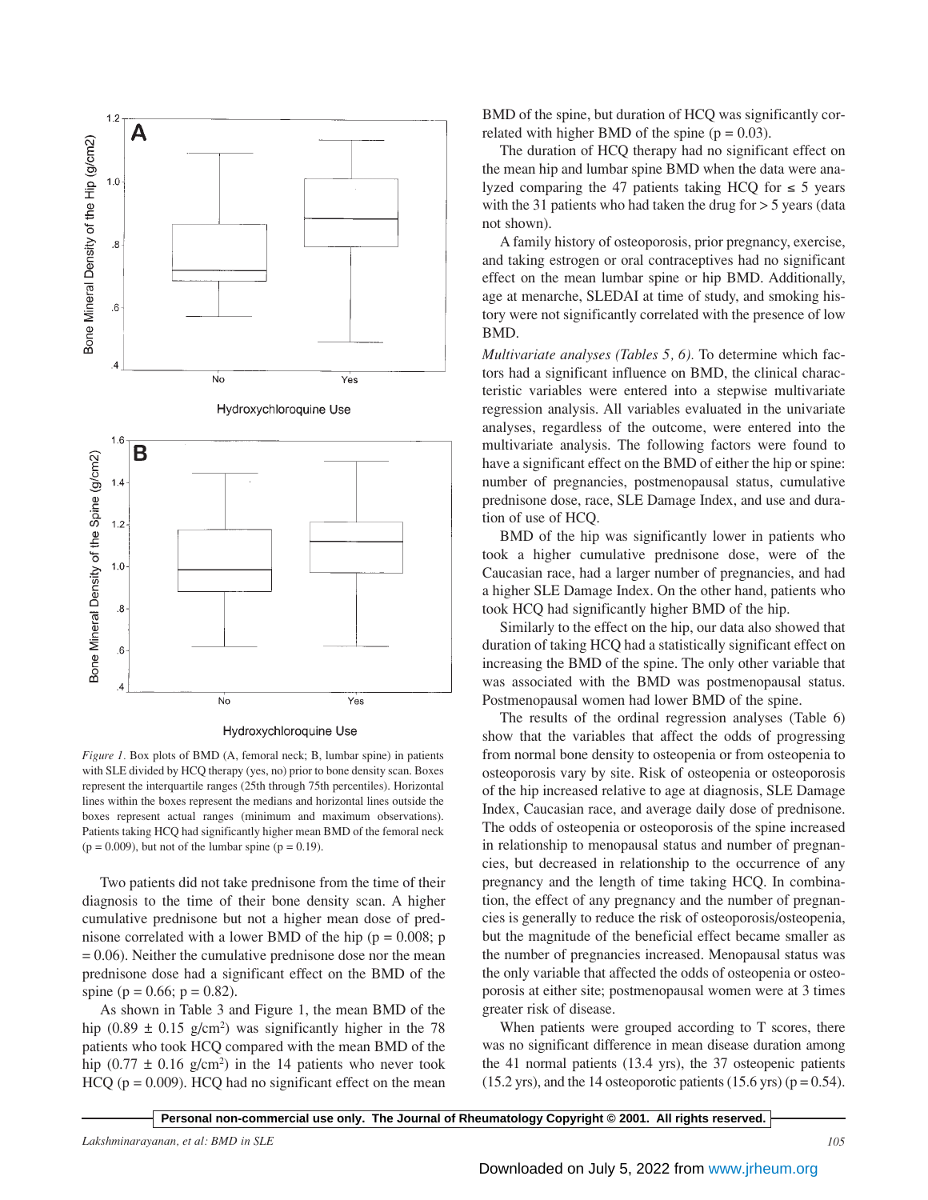*Figure 1.* Box plots of BMD (A, femoral neck; B, lumbar spine) in patients with SLE divided by HCQ therapy (yes, no) prior to bone density scan. Boxes represent the interquartile ranges (25th through 75th percentiles). Horizontal lines within the boxes represent the medians and horizontal lines outside the boxes represent actual ranges (minimum and maximum observations). Patients taking HCQ had significantly higher mean BMD of the femoral neck ($p = 0.009$), but not of the lumbar spine ($p = 0.19$).

Two patients did not take prednisone from the time of their diagnosis to the time of their bone density scan. A higher cumulative prednisone but not a higher mean dose of prednisone correlated with a lower BMD of the hip ($p = 0.008$; $p = 0.06$). Neither the cumulative prednisone dose nor the mean prednisone dose had a significant effect on the BMD of the spine ($p = 0.66$; $p = 0.82$).

As shown in Table 3 and Figure 1, the mean BMD of the hip ($0.89 \pm 0.15$ g/cm$^2$) was significantly higher in the 78 patients who took HCQ compared with the mean BMD of the hip ($0.77 \pm 0.16$ g/cm$^2$) in the 14 patients who never took HCQ ($p = 0.009$). HCQ had no significant effect on the mean BMD of the spine, but duration of HCQ was significantly correlated with higher BMD of the spine ($p = 0.03$).

The duration of HCQ therapy had no significant effect on the mean hip and lumbar spine BMD when the data were analyzed comparing the 47 patients taking HCQ for ≤ 5 years with the 31 patients who had taken the drug for > 5 years (data not shown).

A family history of osteoporosis, prior pregnancy, exercise, and taking estrogen or oral contraceptives had no significant effect on the mean lumbar spine or hip BMD. Additionally, age at menarche, SLEDAI at time of study, and smoking history were not significantly correlated with the presence of low BMD.

*Multivariate analyses (Tables 5, 6).* To determine which factors had a significant influence on BMD, the clinical characteristic variables were entered into a stepwise multivariate regression analysis. All variables evaluated in the univariate analyses, regardless of the outcome, were entered into the multivariate analysis. The following factors were found to have a significant effect on the BMD of either the hip or spine: number of pregnancies, postmenopausal status, cumulative prednisone dose, race, SLE Damage Index, and use and duration of use of HCQ.

BMD of the hip was significantly lower in patients who took a higher cumulative prednisone dose, were of the Caucasian race, had a larger number of pregnancies, and had a higher SLE Damage Index. On the other hand, patients who took HCQ had significantly higher BMD of the hip.

Similarly to the effect on the hip, our data also showed that duration of taking HCQ had a statistically significant effect on increasing the BMD of the spine. The only other variable that was associated with the BMD was postmenopausal status. Postmenopausal women had lower BMD of the spine.

The results of the ordinal regression analyses (Table 6) show that the variables that affect the odds of progressing from normal bone density to osteopenia or from osteopenia to osteoporosis vary by site. Risk of osteopenia or osteoporosis of the hip increased relative to age at diagnosis, SLE Damage Index, Caucasian race, and average daily dose of prednisone. The odds of osteopenia or osteoporosis of the spine increased in relationship to menopausal status and number of pregnancies, but decreased in relationship to the occurrence of any pregnancy and the length of time taking HCQ. In combination, the effect of any pregnancy and the number of pregnancies is generally to reduce the risk of osteoporosis/osteopenia, but the magnitude of the beneficial effect became smaller as the number of pregnancies increased. Menopausal status was the only variable that affected the odds of osteopenia or osteoporosis at either site; postmenopausal women were at 3 times greater risk of disease.

When patients were grouped according to T scores, there was no significant difference in mean disease duration among the 41 normal patients (13.4 yrs), the 37 osteopenic patients (15.2 yrs), and the 14 osteoporotic patients (15.6 yrs) ($p = 0.54$).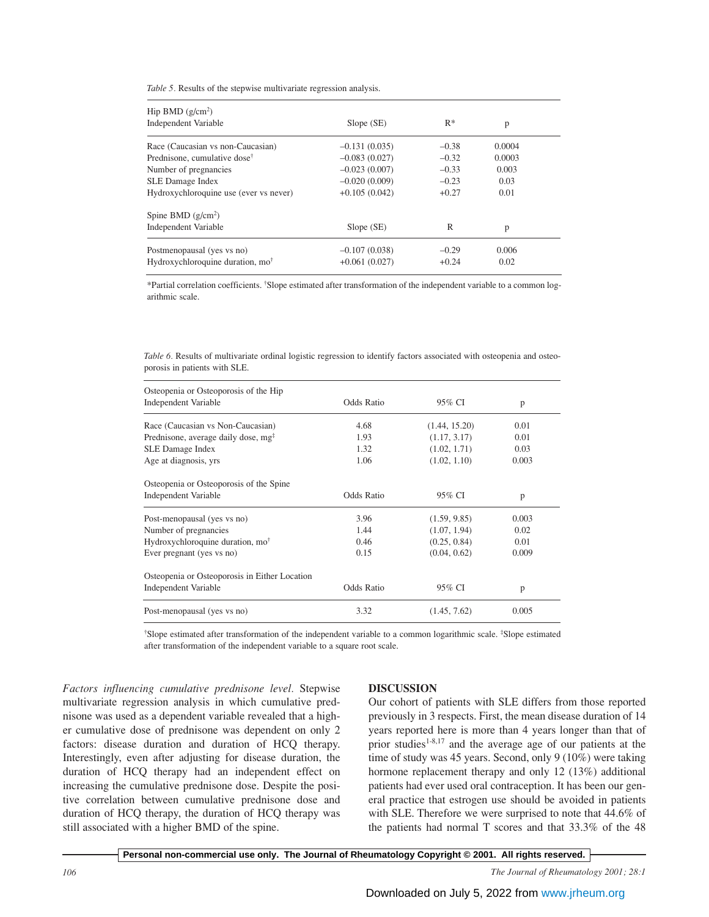*Table 5.* Results of the stepwise multivariate regression analysis.

| Hip BMD (g/cm²) Independent Variable | Slope (SE) | R* | p |
|---|---|---|---|
| Race (Caucasian vs non-Caucasian) | –0.131 (0.035) | –0.38 | 0.0004 |
| Prednisone, cumulative dose† | –0.083 (0.027) | –0.32 | 0.0003 |
| Number of pregnancies | –0.023 (0.007) | –0.33 | 0.003 |
| SLE Damage Index | –0.020 (0.009) | –0.23 | 0.03 |
| Hydroxychloroquine use (ever vs never) | +0.105 (0.042) | +0.27 | 0.01 |
| **Spine BMD (g/cm²) Independent Variable** | **Slope (SE)** | **R** | **p** |
| Postmenopausal (yes vs no) | –0.107 (0.038) | –0.29 | 0.006 |
| Hydroxychloroquine duration, mo† | +0.061 (0.027) | +0.24 | 0.02 |

*Partial correlation coefficients. †Slope estimated after transformation of the independent variable to a common logarithmic scale.

*Table 6.* Results of multivariate ordinal logistic regression to identify factors associated with osteopenia and osteoporosis in patients with SLE.

| Osteopenia or Osteoporosis of the Hip Independent Variable | Odds Ratio | 95% CI | p |
|---|---|---|---|
| Race (Caucasian vs Non-Caucasian) | 4.68 | (1.44, 15.20) | 0.01 |
| Prednisone, average daily dose, mg‡ | 1.93 | (1.17, 3.17) | 0.01 |
| SLE Damage Index | 1.32 | (1.02, 1.71) | 0.03 |
| Age at diagnosis, yrs | 1.06 | (1.02, 1.10) | 0.003 |
| **Osteopenia or Osteoporosis of the Spine Independent Variable** | **Odds Ratio** | **95% CI** | **p** |
| Post-menopausal (yes vs no) | 3.96 | (1.59, 9.85) | 0.003 |
| Number of pregnancies | 1.44 | (1.07, 1.94) | 0.02 |
| Hydroxychloroquine duration, mo† | 0.46 | (0.25, 0.84) | 0.01 |
| Ever pregnant (yes vs no) | 0.15 | (0.04, 0.62) | 0.009 |
| **Osteopenia or Osteoporosis in Either Location Independent Variable** | **Odds Ratio** | **95% CI** | **p** |
| Post-menopausal (yes vs no) | 3.32 | (1.45, 7.62) | 0.005 |

†Slope estimated after transformation of the independent variable to a common logarithmic scale. ‡Slope estimated after transformation of the independent variable to a square root scale.

*Factors influencing cumulative prednisone level.* Stepwise multivariate regression analysis in which cumulative prednisone was used as a dependent variable revealed that a higher cumulative dose of prednisone was dependent on only 2 factors: disease duration and duration of HCQ therapy. Interestingly, even after adjusting for disease duration, the duration of HCQ therapy had an independent effect on increasing the cumulative prednisone dose. Despite the positive correlation between cumulative prednisone dose and duration of HCQ therapy, the duration of HCQ therapy was still associated with a higher BMD of the spine.

## DISCUSSION

Our cohort of patients with SLE differs from those reported previously in 3 respects. First, the mean disease duration of 14 years reported here is more than 4 years longer than that of prior studies[1-8,17] and the average age of our patients at the time of study was 45 years. Second, only 9 (10%) were taking hormone replacement therapy and only 12 (13%) additional patients had ever used oral contraception. It has been our general practice that estrogen use should be avoided in patients with SLE. Therefore we were surprised to note that 44.6% of the patients had normal T scores and that 33.3% of the 48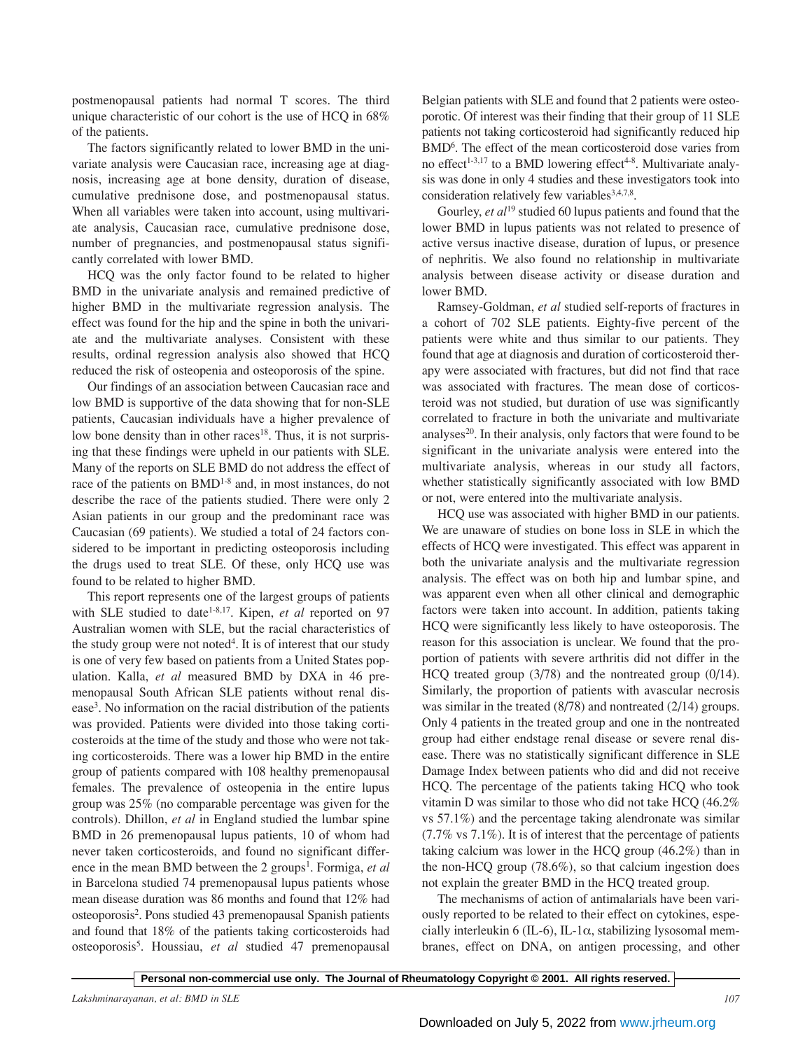postmenopausal patients had normal T scores. The third unique characteristic of our cohort is the use of HCQ in 68% of the patients.

The factors significantly related to lower BMD in the univariate analysis were Caucasian race, increasing age at diagnosis, increasing age at bone density, duration of disease, cumulative prednisone dose, and postmenopausal status. When all variables were taken into account, using multivariate analysis, Caucasian race, cumulative prednisone dose, number of pregnancies, and postmenopausal status significantly correlated with lower BMD.

HCQ was the only factor found to be related to higher BMD in the univariate analysis and remained predictive of higher BMD in the multivariate regression analysis. The effect was found for the hip and the spine in both the univariate and the multivariate analyses. Consistent with these results, ordinal regression analysis also showed that HCQ reduced the risk of osteopenia and osteoporosis of the spine.

Our findings of an association between Caucasian race and low BMD is supportive of the data showing that for non-SLE patients, Caucasian individuals have a higher prevalence of low bone density than in other races[18]. Thus, it is not surprising that these findings were upheld in our patients with SLE. Many of the reports on SLE BMD do not address the effect of race of the patients on BMD[1-8] and, in most instances, do not describe the race of the patients studied. There were only 2 Asian patients in our group and the predominant race was Caucasian (69 patients). We studied a total of 24 factors considered to be important in predicting osteoporosis including the drugs used to treat SLE. Of these, only HCQ use was found to be related to higher BMD.

This report represents one of the largest groups of patients with SLE studied to date[1-8,17]. Kipen, *et al* reported on 97 Australian women with SLE, but the racial characteristics of the study group were not noted[4]. It is of interest that our study is one of very few based on patients from a United States population. Kalla, *et al* measured BMD by DXA in 46 premenopausal South African SLE patients without renal disease[3]. No information on the racial distribution of the patients was provided. Patients were divided into those taking corticosteroids at the time of the study and those who were not taking corticosteroids. There was a lower hip BMD in the entire group of patients compared with 108 healthy premenopausal females. The prevalence of osteopenia in the entire lupus group was 25% (no comparable percentage was given for the controls). Dhillon, *et al* in England studied the lumbar spine BMD in 26 premenopausal lupus patients, 10 of whom had never taken corticosteroids, and found no significant difference in the mean BMD between the 2 groups[1]. Formiga, *et al* in Barcelona studied 74 premenopausal lupus patients whose mean disease duration was 86 months and found that 12% had osteoporosis[2]. Pons studied 43 premenopausal Spanish patients and found that 18% of the patients taking corticosteroids had osteoporosis[5]. Houssiau, *et al* studied 47 premenopausal Belgian patients with SLE and found that 2 patients were osteoporotic. Of interest was their finding that their group of 11 SLE patients not taking corticosteroid had significantly reduced hip BMD[6]. The effect of the mean corticosteroid dose varies from no effect[1-3,17] to a BMD lowering effect[4-8]. Multivariate analysis was done in only 4 studies and these investigators took into consideration relatively few variables[3,4,7,8].

Gourley, *et al*[19] studied 60 lupus patients and found that the lower BMD in lupus patients was not related to presence of active versus inactive disease, duration of lupus, or presence of nephritis. We also found no relationship in multivariate analysis between disease activity or disease duration and lower BMD.

Ramsey-Goldman, *et al* studied self-reports of fractures in a cohort of 702 SLE patients. Eighty-five percent of the patients were white and thus similar to our patients. They found that age at diagnosis and duration of corticosteroid therapy were associated with fractures, but did not find that race was associated with fractures. The mean dose of corticosteroid was not studied, but duration of use was significantly correlated to fracture in both the univariate and multivariate analyses[20]. In their analysis, only factors that were found to be significant in the univariate analysis were entered into the multivariate analysis, whereas in our study all factors, whether statistically significantly associated with low BMD or not, were entered into the multivariate analysis.

HCQ use was associated with higher BMD in our patients. We are unaware of studies on bone loss in SLE in which the effects of HCQ were investigated. This effect was apparent in both the univariate analysis and the multivariate regression analysis. The effect was on both hip and lumbar spine, and was apparent even when all other clinical and demographic factors were taken into account. In addition, patients taking HCQ were significantly less likely to have osteoporosis. The reason for this association is unclear. We found that the proportion of patients with severe arthritis did not differ in the HCQ treated group (3/78) and the nontreated group (0/14). Similarly, the proportion of patients with avascular necrosis was similar in the treated (8/78) and nontreated (2/14) groups. Only 4 patients in the treated group and one in the nontreated group had either endstage renal disease or severe renal disease. There was no statistically significant difference in SLE Damage Index between patients who did and did not receive HCQ. The percentage of the patients taking HCQ who took vitamin D was similar to those who did not take HCQ (46.2% vs 57.1%) and the percentage taking alendronate was similar (7.7% vs 7.1%). It is of interest that the percentage of patients taking calcium was lower in the HCQ group (46.2%) than in the non-HCQ group (78.6%), so that calcium ingestion does not explain the greater BMD in the HCQ treated group.

The mechanisms of action of antimalarials have been variously reported to be related to their effect on cytokines, especially interleukin 6 (IL-6), IL-1α, stabilizing lysosomal membranes, effect on DNA, on antigen processing, and other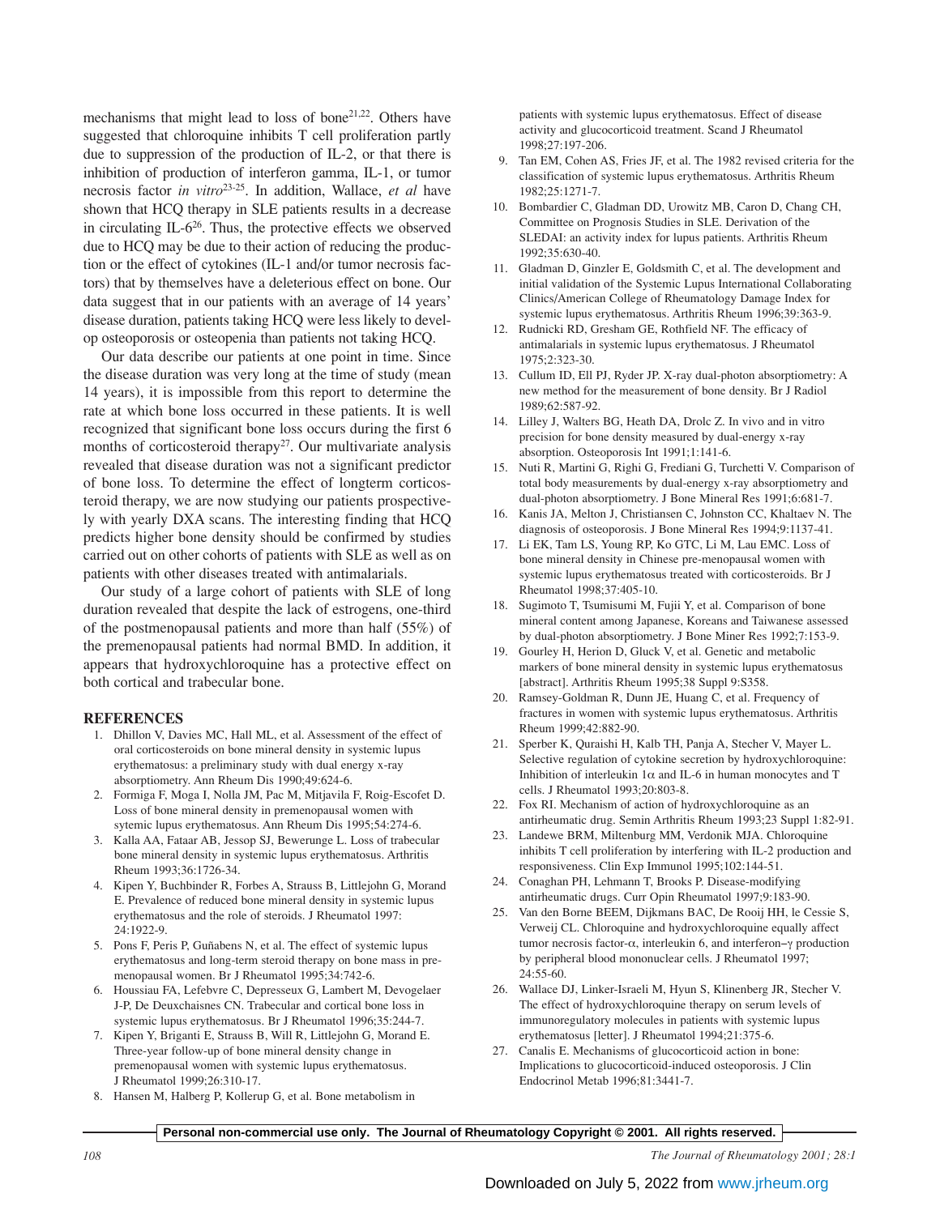mechanisms that might lead to loss of bone[21,22]. Others have suggested that chloroquine inhibits T cell proliferation partly due to suppression of the production of IL-2, or that there is inhibition of production of interferon gamma, IL-1, or tumor necrosis factor *in vitro*[23-25]. In addition, Wallace, *et al* have shown that HCQ therapy in SLE patients results in a decrease in circulating IL-6[26]. Thus, the protective effects we observed due to HCQ may be due to their action of reducing the production or the effect of cytokines (IL-1 and/or tumor necrosis factors) that by themselves have a deleterious effect on bone. Our data suggest that in our patients with an average of 14 years' disease duration, patients taking HCQ were less likely to develop osteoporosis or osteopenia than patients not taking HCQ.

Our data describe our patients at one point in time. Since the disease duration was very long at the time of study (mean 14 years), it is impossible from this report to determine the rate at which bone loss occurred in these patients. It is well recognized that significant bone loss occurs during the first 6 months of corticosteroid therapy[27]. Our multivariate analysis revealed that disease duration was not a significant predictor of bone loss. To determine the effect of longterm corticosteroid therapy, we are now studying our patients prospectively with yearly DXA scans. The interesting finding that HCQ predicts higher bone density should be confirmed by studies carried out on other cohorts of patients with SLE as well as on patients with other diseases treated with antimalarials.

Our study of a large cohort of patients with SLE of long duration revealed that despite the lack of estrogens, one-third of the postmenopausal patients and more than half (55%) of the premenopausal patients had normal BMD. In addition, it appears that hydroxychloroquine has a protective effect on both cortical and trabecular bone.

## REFERENCES

1. Dhillon V, Davies MC, Hall ML, et al. Assessment of the effect of oral corticosteroids on bone mineral density in systemic lupus erythematosus: a preliminary study with dual energy x-ray absorptiometry. Ann Rheum Dis 1990;49:624-6.
2. Formiga F, Moga I, Nolla JM, Pac M, Mitjavila F, Roig-Escofet D. Loss of bone mineral density in premenopausal women with sytemic lupus erythematosus. Ann Rheum Dis 1995;54:274-6.
3. Kalla AA, Fataar AB, Jessop SJ, Bewerunge L. Loss of trabecular bone mineral density in systemic lupus erythematosus. Arthritis Rheum 1993;36:1726-34.
4. Kipen Y, Buchbinder R, Forbes A, Strauss B, Littlejohn G, Morand E. Prevalence of reduced bone mineral density in systemic lupus erythematosus and the role of steroids. J Rheumatol 1997: 24:1922-9.
5. Pons F, Peris P, Guñabens N, et al. The effect of systemic lupus erythematosus and long-term steroid therapy on bone mass in premenopausal women. Br J Rheumatol 1995;34:742-6.
6. Houssiau FA, Lefebvre C, Depresseux G, Lambert M, Devogelaer J-P, De Deuxchaisnes CN. Trabecular and cortical bone loss in systemic lupus erythematosus. Br J Rheumatol 1996;35:244-7.
7. Kipen Y, Briganti E, Strauss B, Will R, Littlejohn G, Morand E. Three-year follow-up of bone mineral density change in premenopausal women with systemic lupus erythematosus. J Rheumatol 1999;26:310-17.
8. Hansen M, Halberg P, Kollerup G, et al. Bone metabolism in patients with systemic lupus erythematosus. Effect of disease activity and glucocorticoid treatment. Scand J Rheumatol 1998;27:197-206.
9. Tan EM, Cohen AS, Fries JF, et al. The 1982 revised criteria for the classification of systemic lupus erythematosus. Arthritis Rheum 1982;25:1271-7.
10. Bombardier C, Gladman DD, Urowitz MB, Caron D, Chang CH, Committee on Prognosis Studies in SLE. Derivation of the SLEDAI: an activity index for lupus patients. Arthritis Rheum 1992;35:630-40.
11. Gladman D, Ginzler E, Goldsmith C, et al. The development and initial validation of the Systemic Lupus International Collaborating Clinics/American College of Rheumatology Damage Index for systemic lupus erythematosus. Arthritis Rheum 1996;39:363-9.
12. Rudnicki RD, Gresham GE, Rothfield NF. The efficacy of antimalarials in systemic lupus erythematosus. J Rheumatol 1975;2:323-30.
13. Cullum ID, Ell PJ, Ryder JP. X-ray dual-photon absorptiometry: A new method for the measurement of bone density. Br J Radiol 1989;62:587-92.
14. Lilley J, Walters BG, Heath DA, Drolc Z. In vivo and in vitro precision for bone density measured by dual-energy x-ray absorption. Osteoporosis Int 1991;1:141-6.
15. Nuti R, Martini G, Righi G, Frediani G, Turchetti V. Comparison of total body measurements by dual-energy x-ray absorptiometry and dual-photon absorptiometry. J Bone Mineral Res 1991;6:681-7.
16. Kanis JA, Melton J, Christiansen C, Johnston CC, Khaltaev N. The diagnosis of osteoporosis. J Bone Mineral Res 1994;9:1137-41.
17. Li EK, Tam LS, Young RP, Ko GTC, Li M, Lau EMC. Loss of bone mineral density in Chinese pre-menopausal women with systemic lupus erythematosus treated with corticosteroids. Br J Rheumatol 1998;37:405-10.
18. Sugimoto T, Tsumisumi M, Fujii Y, et al. Comparison of bone mineral content among Japanese, Koreans and Taiwanese assessed by dual-photon absorptiometry. J Bone Miner Res 1992;7:153-9.
19. Gourley H, Herion D, Gluck V, et al. Genetic and metabolic markers of bone mineral density in systemic lupus erythematosus [abstract]. Arthritis Rheum 1995;38 Suppl 9:S358.
20. Ramsey-Goldman R, Dunn JE, Huang C, et al. Frequency of fractures in women with systemic lupus erythematosus. Arthritis Rheum 1999;42:882-90.
21. Sperber K, Quraishi H, Kalb TH, Panja A, Stecher V, Mayer L. Selective regulation of cytokine secretion by hydroxychloroquine: Inhibition of interleukin 1α and IL-6 in human monocytes and T cells. J Rheumatol 1993;20:803-8.
22. Fox RI. Mechanism of action of hydroxychloroquine as an antirheumatic drug. Semin Arthritis Rheum 1993;23 Suppl 1:82-91.
23. Landewe BRM, Miltenburg MM, Verdonik MJA. Chloroquine inhibits T cell proliferation by interfering with IL-2 production and responsiveness. Clin Exp Immunol 1995;102:144-51.
24. Conaghan PH, Lehmann T, Brooks P. Disease-modifying antirheumatic drugs. Curr Opin Rheumatol 1997;9:183-90.
25. Van den Borne BEEM, Dijkmans BAC, De Rooij HH, le Cessie S, Verweij CL. Chloroquine and hydroxychloroquine equally affect tumor necrosis factor-α, interleukin 6, and interferon–γ production by peripheral blood mononuclear cells. J Rheumatol 1997; 24:55-60.
26. Wallace DJ, Linker-Israeli M, Hyun S, Klinenberg JR, Stecher V. The effect of hydroxychloroquine therapy on serum levels of immunoregulatory molecules in patients with systemic lupus erythematosus [letter]. J Rheumatol 1994;21:375-6.
27. Canalis E. Mechanisms of glucocorticoid action in bone: Implications to glucocorticoid-induced osteoporosis. J Clin Endocrinol Metab 1996;81:3441-7.